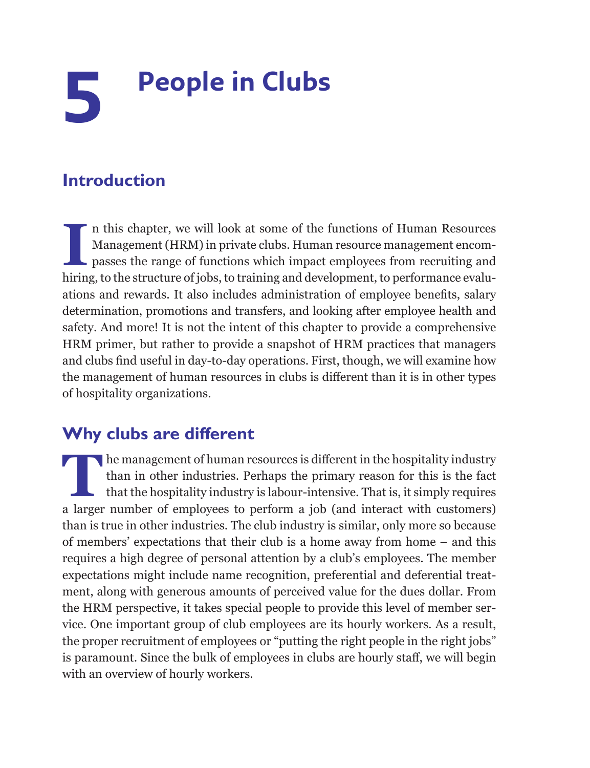# 5 People in Clubs

## Introduction

In this chapter, we will look at some of the functions of Human Resources Management (HRM) in private clubs. Human resource management encompasses the range of functions which impact employees from recruiting and hiring, to the structure of jobs, to training and development, to performance evaluations and rewards. It also includes administration of employee benefits, salary determination, promotions and transfers, and looking after employee health and safety. And more! It is not the intent of this chapter to provide a comprehensive HRM primer, but rather to provide a snapshot of HRM practices that managers and clubs find useful in day-to-day operations. First, though, we will examine how the management of human resources in clubs is different than it is in other types of hospitality organizations.

## Why clubs are different

The management of human resources is different in the hospitality industry than in other industries. Perhaps the primary reason for this is the fact that the hospitality industry is labour-intensive. That is, it simply requires a larger number of employees to perform a job (and interact with customers) than is true in other industries. The club industry is similar, only more so because of members' expectations that their club is a home away from home – and this requires a high degree of personal attention by a club's employees. The member expectations might include name recognition, preferential and deferential treatment, along with generous amounts of perceived value for the dues dollar. From the HRM perspective, it takes special people to provide this level of member service. One important group of club employees are its hourly workers. As a result, the proper recruitment of employees or "putting the right people in the right jobs" is paramount. Since the bulk of employees in clubs are hourly staff, we will begin with an overview of hourly workers.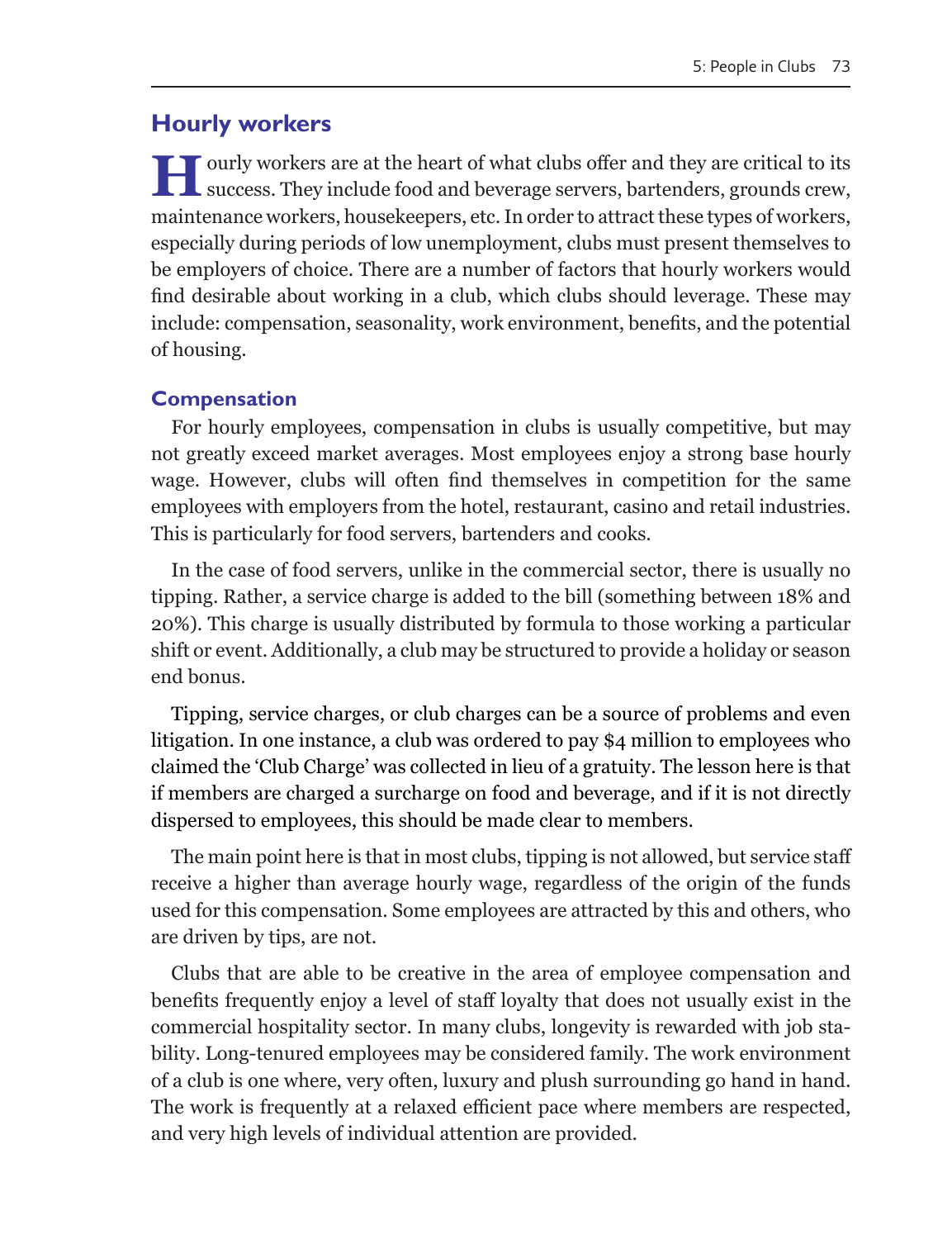## Hourly workers

Hourly workers are at the heart of what clubs offer and they are critical to its success. They include food and beverage servers, bartenders, grounds crew, maintenance workers, housekeepers, etc. In order to attract these types of workers, especially during periods of low unemployment, clubs must present themselves to be employers of choice. There are a number of factors that hourly workers would find desirable about working in a club, which clubs should leverage. These may include: compensation, seasonality, work environment, benefits, and the potential of housing.

### Compensation

For hourly employees, compensation in clubs is usually competitive, but may not greatly exceed market averages. Most employees enjoy a strong base hourly wage. However, clubs will often find themselves in competition for the same employees with employers from the hotel, restaurant, casino and retail industries. This is particularly for food servers, bartenders and cooks.

In the case of food servers, unlike in the commercial sector, there is usually no tipping. Rather, a service charge is added to the bill (something between 18% and 20%). This charge is usually distributed by formula to those working a particular shift or event. Additionally, a club may be structured to provide a holiday or season end bonus.

Tipping, service charges, or club charges can be a source of problems and even litigation. In one instance, a club was ordered to pay $4 million to employees who claimed the 'Club Charge' was collected in lieu of a gratuity. The lesson here is that if members are charged a surcharge on food and beverage, and if it is not directly dispersed to employees, this should be made clear to members.

The main point here is that in most clubs, tipping is not allowed, but service staff receive a higher than average hourly wage, regardless of the origin of the funds used for this compensation. Some employees are attracted by this and others, who are driven by tips, are not.

Clubs that are able to be creative in the area of employee compensation and benefits frequently enjoy a level of staff loyalty that does not usually exist in the commercial hospitality sector. In many clubs, longevity is rewarded with job stability. Long-tenured employees may be considered family. The work environment of a club is one where, very often, luxury and plush surrounding go hand in hand. The work is frequently at a relaxed efficient pace where members are respected, and very high levels of individual attention are provided.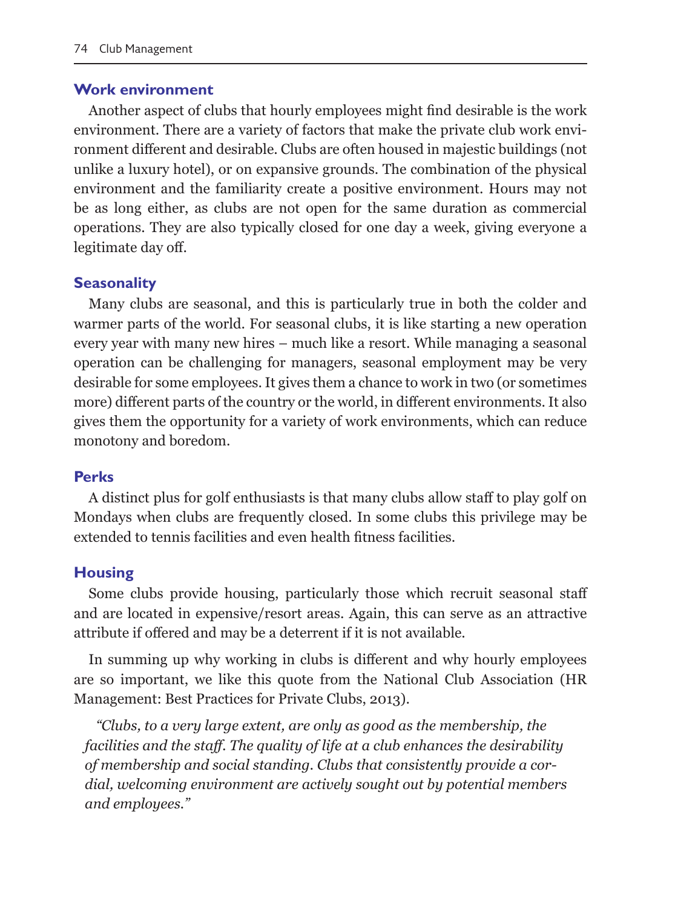### Work environment

Another aspect of clubs that hourly employees might find desirable is the work environment. There are a variety of factors that make the private club work environment different and desirable. Clubs are often housed in majestic buildings (not unlike a luxury hotel), or on expansive grounds. The combination of the physical environment and the familiarity create a positive environment. Hours may not be as long either, as clubs are not open for the same duration as commercial operations. They are also typically closed for one day a week, giving everyone a legitimate day off.

### Seasonality

Many clubs are seasonal, and this is particularly true in both the colder and warmer parts of the world. For seasonal clubs, it is like starting a new operation every year with many new hires – much like a resort. While managing a seasonal operation can be challenging for managers, seasonal employment may be very desirable for some employees. It gives them a chance to work in two (or sometimes more) different parts of the country or the world, in different environments. It also gives them the opportunity for a variety of work environments, which can reduce monotony and boredom.

### Perks

A distinct plus for golf enthusiasts is that many clubs allow staff to play golf on Mondays when clubs are frequently closed. In some clubs this privilege may be extended to tennis facilities and even health fitness facilities.

### Housing

Some clubs provide housing, particularly those which recruit seasonal staff and are located in expensive/resort areas. Again, this can serve as an attractive attribute if offered and may be a deterrent if it is not available.

In summing up why working in clubs is different and why hourly employees are so important, we like this quote from the National Club Association (HR Management: Best Practices for Private Clubs, 2013).

> *"Clubs, to a very large extent, are only as good as the membership, the facilities and the staff. The quality of life at a club enhances the desirability of membership and social standing. Clubs that consistently provide a cordial, welcoming environment are actively sought out by potential members and employees."*